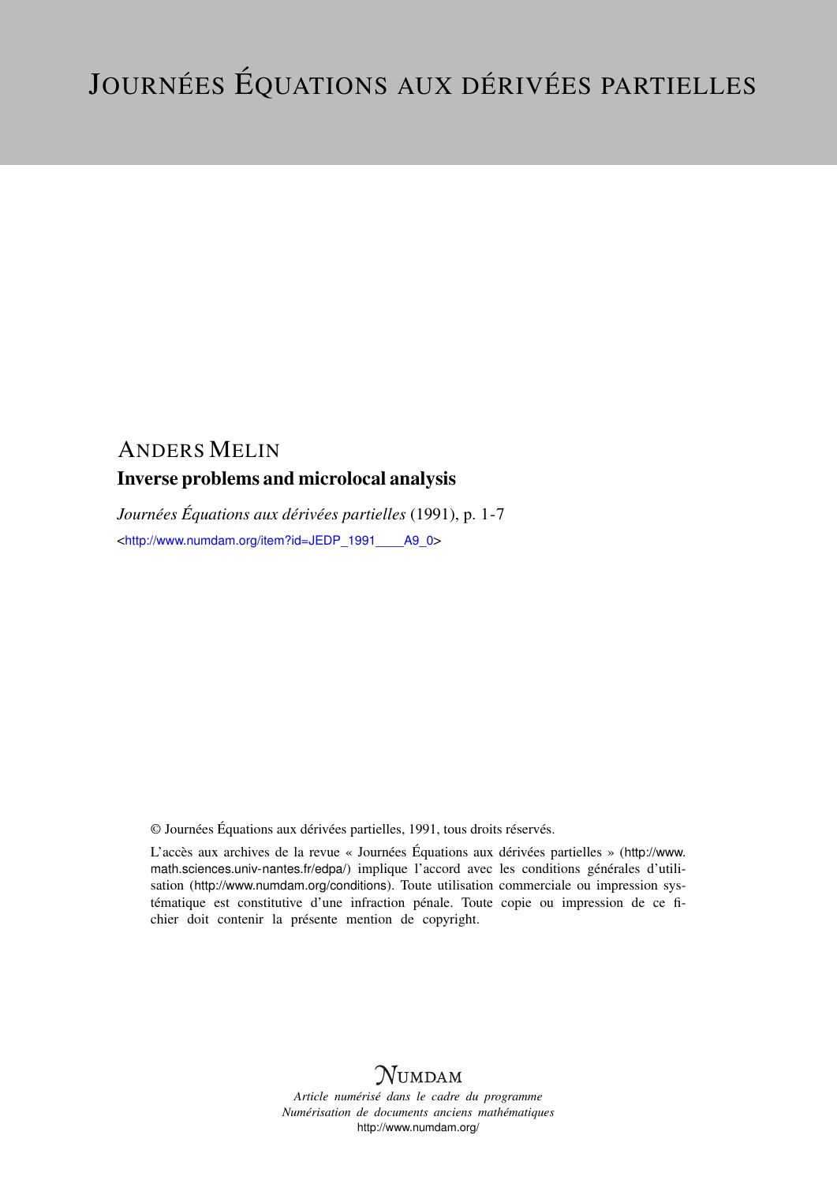# Journées Équations aux dérivées partielles

## Anders Melin

### Inverse problems and microlocal analysis

*Journées Équations aux dérivées partielles* (1991), p. 1-7

<http://www.numdam.org/item?id=JEDP_1991____A9_0>

© Journées Équations aux dérivées partielles, 1991, tous droits réservés.

L'accès aux archives de la revue « Journées Équations aux dérivées partielles » (http://www.math.sciences.univ-nantes.fr/edpa/) implique l'accord avec les conditions générales d'utilisation (http://www.numdam.org/conditions). Toute utilisation commerciale ou impression systématique est constitutive d'une infraction pénale. Toute copie ou impression de ce fichier doit contenir la présente mention de copyright.

NUMDAM

*Article numérisé dans le cadre du programme*
*Numérisation de documents anciens mathématiques*
http://www.numdam.org/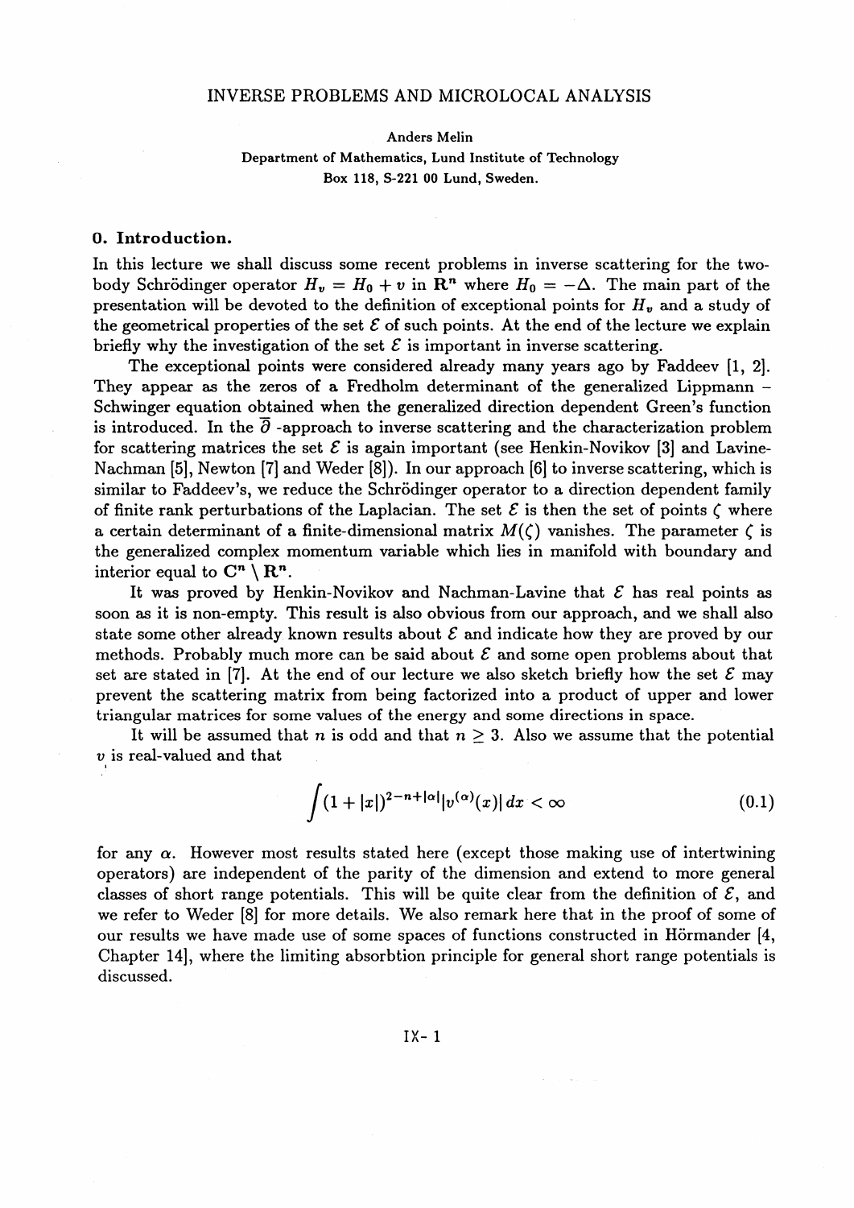# INVERSE PROBLEMS AND MICROLOCAL ANALYSIS

Anders Melin

Department of Mathematics, Lund Institute of Technology
Box 118, S-221 00 Lund, Sweden.

## 0. Introduction.

In this lecture we shall discuss some recent problems in inverse scattering for the two-body Schrödinger operator $H_v = H_0 + v$ in $\mathbf{R}^n$ where $H_0 = -\Delta$. The main part of the presentation will be devoted to the definition of exceptional points for $H_v$ and a study of the geometrical properties of the set $\mathcal{E}$ of such points. At the end of the lecture we explain briefly why the investigation of the set $\mathcal{E}$ is important in inverse scattering.

The exceptional points were considered already many years ago by Faddeev [1, 2]. They appear as the zeros of a Fredholm determinant of the generalized Lippmann – Schwinger equation obtained when the generalized direction dependent Green's function is introduced. In the $\overline{\partial}$ -approach to inverse scattering and the characterization problem for scattering matrices the set $\mathcal{E}$ is again important (see Henkin-Novikov [3] and Lavine-Nachman [5], Newton [7] and Weder [8]). In our approach [6] to inverse scattering, which is similar to Faddeev's, we reduce the Schrödinger operator to a direction dependent family of finite rank perturbations of the Laplacian. The set $\mathcal{E}$ is then the set of points $\zeta$ where a certain determinant of a finite-dimensional matrix $M(\zeta)$ vanishes. The parameter $\zeta$ is the generalized complex momentum variable which lies in manifold with boundary and interior equal to $\mathbf{C}^n \setminus \mathbf{R}^n$.

It was proved by Henkin-Novikov and Nachman-Lavine that $\mathcal{E}$ has real points as soon as it is non-empty. This result is also obvious from our approach, and we shall also state some other already known results about $\mathcal{E}$ and indicate how they are proved by our methods. Probably much more can be said about $\mathcal{E}$ and some open problems about that set are stated in [7]. At the end of our lecture we also sketch briefly how the set $\mathcal{E}$ may prevent the scattering matrix from being factorized into a product of upper and lower triangular matrices for some values of the energy and some directions in space.

It will be assumed that $n$ is odd and that $n \geq 3$. Also we assume that the potential $v$ is real-valued and that

$$\int (1+|x|)^{2-n+|\alpha|}|v^{(\alpha)}(x)|\, dx < \infty \tag{0.1}$$

for any $\alpha$. However most results stated here (except those making use of intertwining operators) are independent of the parity of the dimension and extend to more general classes of short range potentials. This will be quite clear from the definition of $\mathcal{E}$, and we refer to Weder [8] for more details. We also remark here that in the proof of some of our results we have made use of some spaces of functions constructed in Hörmander [4, Chapter 14], where the limiting absorbtion principle for general short range potentials is discussed.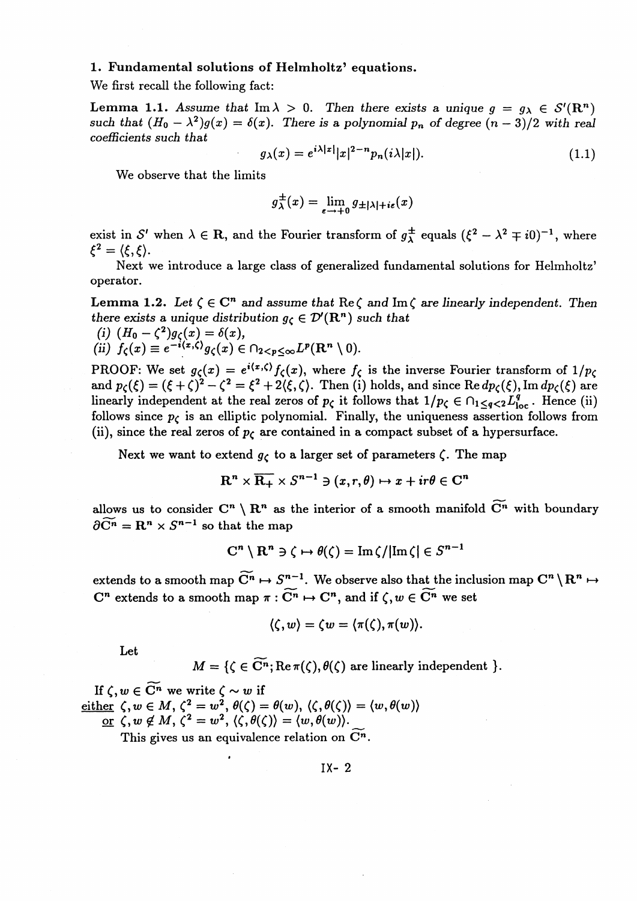## 1. Fundamental solutions of Helmholtz' equations.

We first recall the following fact:

**Lemma 1.1.** *Assume that* $\operatorname{Im}\lambda > 0$. *Then there exists a unique* $g = g_\lambda \in \mathcal{S}'(\mathbf{R}^n)$ *such that* $(H_0 - \lambda^2)g(x) = \delta(x)$. *There is a polynomial* $p_n$ *of degree* $(n-3)/2$ *with real coefficients such that*

$$g_\lambda(x) = e^{i\lambda|x|}|x|^{2-n}p_n(i\lambda|x|). \tag{1.1}$$

We observe that the limits

$$g_\lambda^\pm(x) = \lim_{\epsilon\to+0} g_{\pm|\lambda|+i\epsilon}(x)$$

exist in $\mathcal{S}'$ when $\lambda \in \mathbf{R}$, and the Fourier transform of $g_\lambda^\pm$ equals $(\xi^2 - \lambda^2 \mp i0)^{-1}$, where $\xi^2 = \langle \xi, \xi \rangle$.

Next we introduce a large class of generalized fundamental solutions for Helmholtz' operator.

**Lemma 1.2.** *Let* $\zeta \in \mathbf{C}^n$ *and assume that* $\operatorname{Re}\zeta$ *and* $\operatorname{Im}\zeta$ *are linearly independent. Then there exists a unique distribution* $g_\zeta \in \mathcal{D}'(\mathbf{R}^n)$ *such that*

*(i)* $(H_0 - \zeta^2)g_\zeta(x) = \delta(x)$,

*(ii)* $f_\zeta(x) \equiv e^{-i\langle x,\zeta\rangle}g_\zeta(x) \in \cap_{2<p\le\infty}L^p(\mathbf{R}^n \setminus 0)$.

PROOF: We set $g_\zeta(x) = e^{i\langle x,\zeta\rangle}f_\zeta(x)$, where $f_\zeta$ is the inverse Fourier transform of $1/p_\zeta$ and $p_\zeta(\xi) = (\xi+\zeta)^2 - \zeta^2 = \xi^2 + 2\langle\xi,\zeta\rangle$. Then (i) holds, and since $\operatorname{Re} dp_\zeta(\xi), \operatorname{Im} dp_\zeta(\xi)$ are linearly independent at the real zeros of $p_\zeta$ it follows that $1/p_\zeta \in \cap_{1\le q<2}L^q_{\text{loc}}$. Hence (ii) follows since $p_\zeta$ is an elliptic polynomial. Finally, the uniqueness assertion follows from (ii), since the real zeros of $p_\zeta$ are contained in a compact subset of a hypersurface.

Next we want to extend $g_\zeta$ to a larger set of parameters $\zeta$. The map

$$\mathbf{R}^n \times \overline{\mathbf{R}_+} \times S^{n-1} \ni (x, r, \theta) \mapsto x + ir\theta \in \mathbf{C}^n$$

allows us to consider $\mathbf{C}^n \setminus \mathbf{R}^n$ as the interior of a smooth manifold $\widetilde{\mathbf{C}^n}$ with boundary $\partial\widetilde{\mathbf{C}^n} = \mathbf{R}^n \times S^{n-1}$ so that the map

$$\mathbf{C}^n \setminus \mathbf{R}^n \ni \zeta \mapsto \theta(\zeta) = \operatorname{Im}\zeta/|\operatorname{Im}\zeta| \in S^{n-1}$$

extends to a smooth map $\widetilde{\mathbf{C}^n} \mapsto S^{n-1}$. We observe also that the inclusion map $\mathbf{C}^n \setminus \mathbf{R}^n \mapsto \mathbf{C}^n$ extends to a smooth map $\pi : \widetilde{\mathbf{C}^n} \mapsto \mathbf{C}^n$, and if $\zeta, w \in \widetilde{\mathbf{C}^n}$ we set

$$\langle \zeta, w \rangle = \zeta w = \langle \pi(\zeta), \pi(w) \rangle.$$

Let

$$M = \{\zeta \in \widetilde{\mathbf{C}^n}; \operatorname{Re}\pi(\zeta), \theta(\zeta) \text{ are linearly independent }\}.$$

If $\zeta, w \in \widetilde{\mathbf{C}^n}$ we write $\zeta \sim w$ if

<u>either</u> $\zeta, w \in M$, $\zeta^2 = w^2$, $\theta(\zeta) = \theta(w)$, $\langle \zeta, \theta(\zeta) \rangle = \langle w, \theta(w) \rangle$

<u>or</u> $\zeta, w \notin M$, $\zeta^2 = w^2$, $\langle \zeta, \theta(\zeta) \rangle = \langle w, \theta(w) \rangle$.

This gives us an equivalence relation on $\widetilde{\mathbf{C}^n}$.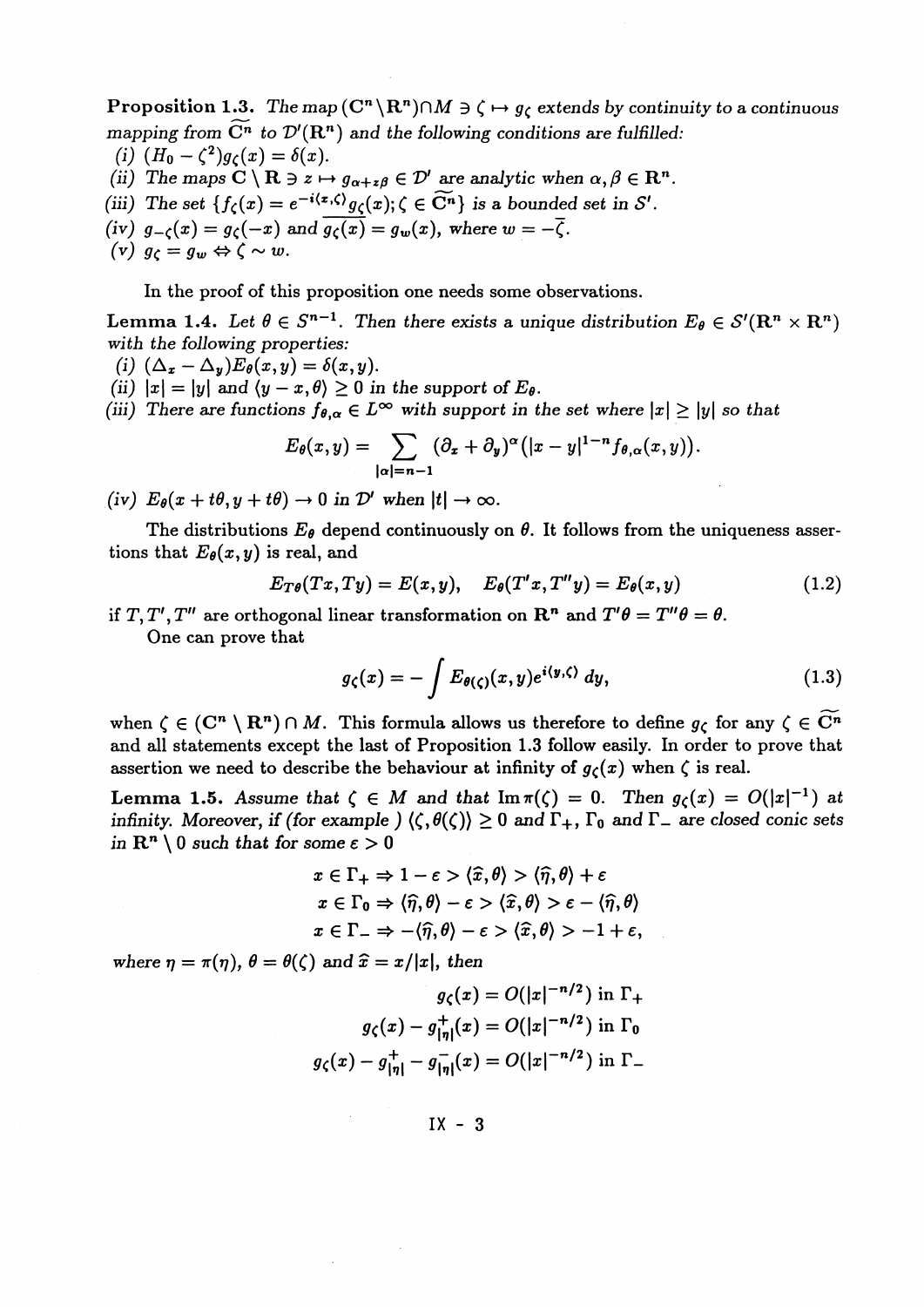**Proposition 1.3.** *The map* $(\mathbf{C}^n \setminus \mathbf{R}^n) \cap M \ni \zeta \mapsto g_\zeta$ *extends by continuity to a continuous mapping from* $\widetilde{\mathbf{C}^n}$ *to* $\mathcal{D}'(\mathbf{R}^n)$ *and the following conditions are fulfilled:*

*(i)* $(H_0 - \zeta^2) g_\zeta(x) = \delta(x)$.

*(ii) The maps* $\mathbf{C} \setminus \mathbf{R} \ni z \mapsto g_{\alpha + z\beta} \in \mathcal{D}'$ *are analytic when* $\alpha, \beta \in \mathbf{R}^n$.

*(iii) The set* $\{f_\zeta(x) = e^{-i\langle x, \zeta\rangle} g_\zeta(x); \zeta \in \widetilde{\mathbf{C}^n}\}$ *is a bounded set in* $\mathcal{S}'$.

*(iv)* $g_{-\zeta}(x) = g_\zeta(-x)$ *and* $\overline{g_\zeta(x)} = g_w(x)$, *where* $w = -\bar{\zeta}$.

*(v)* $g_\zeta = g_w \Leftrightarrow \zeta \sim w$.

In the proof of this proposition one needs some observations.

**Lemma 1.4.** *Let* $\theta \in S^{n-1}$. *Then there exists a unique distribution* $E_\theta \in \mathcal{S}'(\mathbf{R}^n \times \mathbf{R}^n)$ *with the following properties:*

*(i)* $(\Delta_x - \Delta_y) E_\theta(x, y) = \delta(x, y)$.

*(ii)* $|x| = |y|$ *and* $\langle y - x, \theta\rangle \geq 0$ *in the support of* $E_\theta$.

*(iii) There are functions* $f_{\theta,\alpha} \in L^\infty$ *with support in the set where* $|x| \geq |y|$ *so that*

$$E_\theta(x, y) = \sum_{|\alpha| = n-1} (\partial_x + \partial_y)^\alpha \big(|x - y|^{1-n} f_{\theta,\alpha}(x, y)\big).$$

*(iv)* $E_\theta(x + t\theta, y + t\theta) \to 0$ *in* $\mathcal{D}'$ *when* $|t| \to \infty$.

The distributions $E_\theta$ depend continuously on $\theta$. It follows from the uniqueness assertions that $E_\theta(x, y)$ is real, and

$$E_{T\theta}(Tx, Ty) = E(x, y), \quad E_\theta(T'x, T''y) = E_\theta(x, y) \tag{1.2}$$

if $T, T', T''$ are orthogonal linear transformation on $\mathbf{R}^n$ and $T'\theta = T''\theta = \theta$.

One can prove that

$$g_\zeta(x) = -\int E_{\theta(\zeta)}(x, y) e^{i\langle y, \zeta\rangle}\, dy, \tag{1.3}$$

when $\zeta \in (\mathbf{C}^n \setminus \mathbf{R}^n) \cap M$. This formula allows us therefore to define $g_\zeta$ for any $\zeta \in \widetilde{\mathbf{C}^n}$ and all statements except the last of Proposition 1.3 follow easily. In order to prove that assertion we need to describe the behaviour at infinity of $g_\zeta(x)$ when $\zeta$ is real.

**Lemma 1.5.** *Assume that* $\zeta \in M$ *and that* $\operatorname{Im} \pi(\zeta) = 0$. *Then* $g_\zeta(x) = O(|x|^{-1})$ *at infinity. Moreover, if (for example )* $\langle \zeta, \theta(\zeta)\rangle \geq 0$ *and* $\Gamma_+$, $\Gamma_0$ *and* $\Gamma_-$ *are closed conic sets in* $\mathbf{R}^n \setminus 0$ *such that for some* $\varepsilon > 0$

$$x \in \Gamma_+ \Rightarrow 1 - \varepsilon > \langle \widehat{x}, \theta\rangle > \langle \widehat{\eta}, \theta\rangle + \varepsilon$$

$$x \in \Gamma_0 \Rightarrow \langle \widehat{\eta}, \theta\rangle - \varepsilon > \langle \widehat{x}, \theta\rangle > \varepsilon - \langle \widehat{\eta}, \theta\rangle$$

$$x \in \Gamma_- \Rightarrow -\langle \widehat{\eta}, \theta\rangle - \varepsilon > \langle \widehat{x}, \theta\rangle > -1 + \varepsilon,$$

*where* $\eta = \pi(\eta)$, $\theta = \theta(\zeta)$ *and* $\widehat{x} = x/|x|$, *then*

$$g_\zeta(x) = O(|x|^{-n/2}) \text{ in } \Gamma_+$$

$$g_\zeta(x) - g^+_{|\eta|}(x) = O(|x|^{-n/2}) \text{ in } \Gamma_0$$

$$g_\zeta(x) - g^+_{|\eta|} - g^-_{|\eta|}(x) = O(|x|^{-n/2}) \text{ in } \Gamma_-$$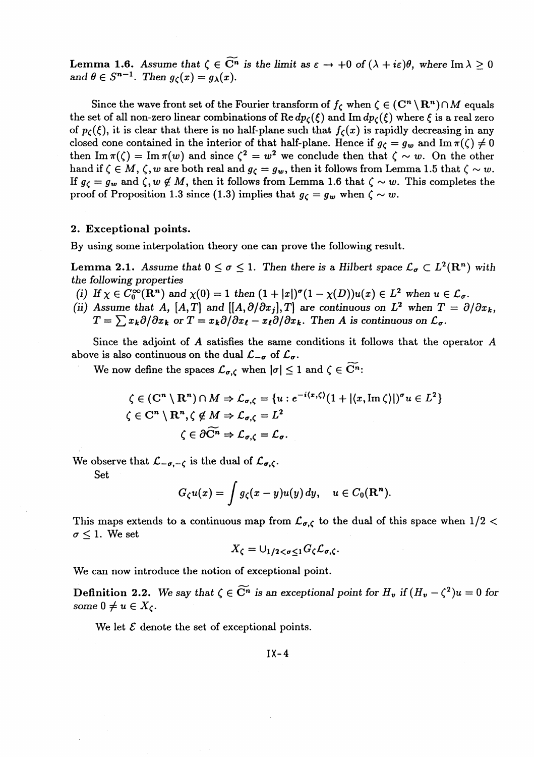**Lemma 1.6.** *Assume that $\zeta \in \widetilde{\mathbf{C}^n}$ is the limit as $\varepsilon \to +0$ of $(\lambda + i\varepsilon)\theta$, where $\operatorname{Im} \lambda \geq 0$ and $\theta \in S^{n-1}$. Then $g_\zeta(x) = g_\lambda(x)$.*

Since the wave front set of the Fourier transform of $f_\zeta$ when $\zeta \in (\mathbf{C}^n \setminus \mathbf{R}^n) \cap M$ equals the set of all non-zero linear combinations of $\operatorname{Re} dp_\zeta(\xi)$ and $\operatorname{Im} dp_\zeta(\xi)$ where $\xi$ is a real zero of $p_\zeta(\xi)$, it is clear that there is no half-plane such that $f_\zeta(x)$ is rapidly decreasing in any closed cone contained in the interior of that half-plane. Hence if $g_\zeta = g_w$ and $\operatorname{Im} \pi(\zeta) \neq 0$ then $\operatorname{Im} \pi(\zeta) = \operatorname{Im} \pi(w)$ and since $\zeta^2 = w^2$ we conclude then that $\zeta \sim w$. On the other hand if $\zeta \in M$, $\zeta, w$ are both real and $g_\zeta = g_w$, then it follows from Lemma 1.5 that $\zeta \sim w$. If $g_\zeta = g_w$ and $\zeta, w \notin M$, then it follows from Lemma 1.6 that $\zeta \sim w$. This completes the proof of Proposition 1.3 since (1.3) implies that $g_\zeta = g_w$ when $\zeta \sim w$.

## 2. Exceptional points.

By using some interpolation theory one can prove the following result.

**Lemma 2.1.** *Assume that $0 \leq \sigma \leq 1$. Then there is a Hilbert space $\mathcal{L}_\sigma \subset L^2(\mathbf{R}^n)$ with the following properties*

*(i) If $\chi \in C_0^\infty(\mathbf{R}^n)$ and $\chi(0) = 1$ then $(1 + |x|)^\sigma (1 - \chi(D))u(x) \in L^2$ when $u \in \mathcal{L}_\sigma$.*

*(ii) Assume that $A$, $[A, T]$ and $[[A, \partial/\partial x_j], T]$ are continuous on $L^2$ when $T = \partial/\partial x_k$, $T = \sum x_k \partial/\partial x_k$ or $T = x_k \partial/\partial x_\ell - x_\ell \partial/\partial x_k$. Then $A$ is continuous on $\mathcal{L}_\sigma$.*

Since the adjoint of $A$ satisfies the same conditions it follows that the operator $A$ above is also continuous on the dual $\mathcal{L}_{-\sigma}$ of $\mathcal{L}_\sigma$.

We now define the spaces $\mathcal{L}_{\sigma,\zeta}$ when $|\sigma| \leq 1$ and $\zeta \in \widetilde{\mathbf{C}^n}$:

$$\zeta \in (\mathbf{C}^n \setminus \mathbf{R}^n) \cap M \Rightarrow \mathcal{L}_{\sigma,\zeta} = \{u : e^{-i\langle x, \zeta \rangle}(1 + |\langle x, \operatorname{Im} \zeta \rangle|)^\sigma u \in L^2\}$$

$$\zeta \in \mathbf{C}^n \setminus \mathbf{R}^n, \zeta \notin M \Rightarrow \mathcal{L}_{\sigma,\zeta} = L^2$$

$$\zeta \in \partial\widetilde{\mathbf{C}^n} \Rightarrow \mathcal{L}_{\sigma,\zeta} = \mathcal{L}_\sigma.$$

We observe that $\mathcal{L}_{-\sigma,-\zeta}$ is the dual of $\mathcal{L}_{\sigma,\zeta}$.

Set

$$G_\zeta u(x) = \int g_\zeta(x - y) u(y)\, dy, \quad u \in C_0(\mathbf{R}^n).$$

This maps extends to a continuous map from $\mathcal{L}_{\sigma,\zeta}$ to the dual of this space when $1/2 < \sigma \leq 1$. We set

$$X_\zeta = \cup_{1/2 < \sigma \leq 1} G_\zeta \mathcal{L}_{\sigma,\zeta}.$$

We can now introduce the notion of exceptional point.

**Definition 2.2.** *We say that $\zeta \in \widetilde{\mathbf{C}^n}$ is an exceptional point for $H_v$ if $(H_v - \zeta^2)u = 0$ for some $0 \neq u \in X_\zeta$.*

We let $\mathcal{E}$ denote the set of exceptional points.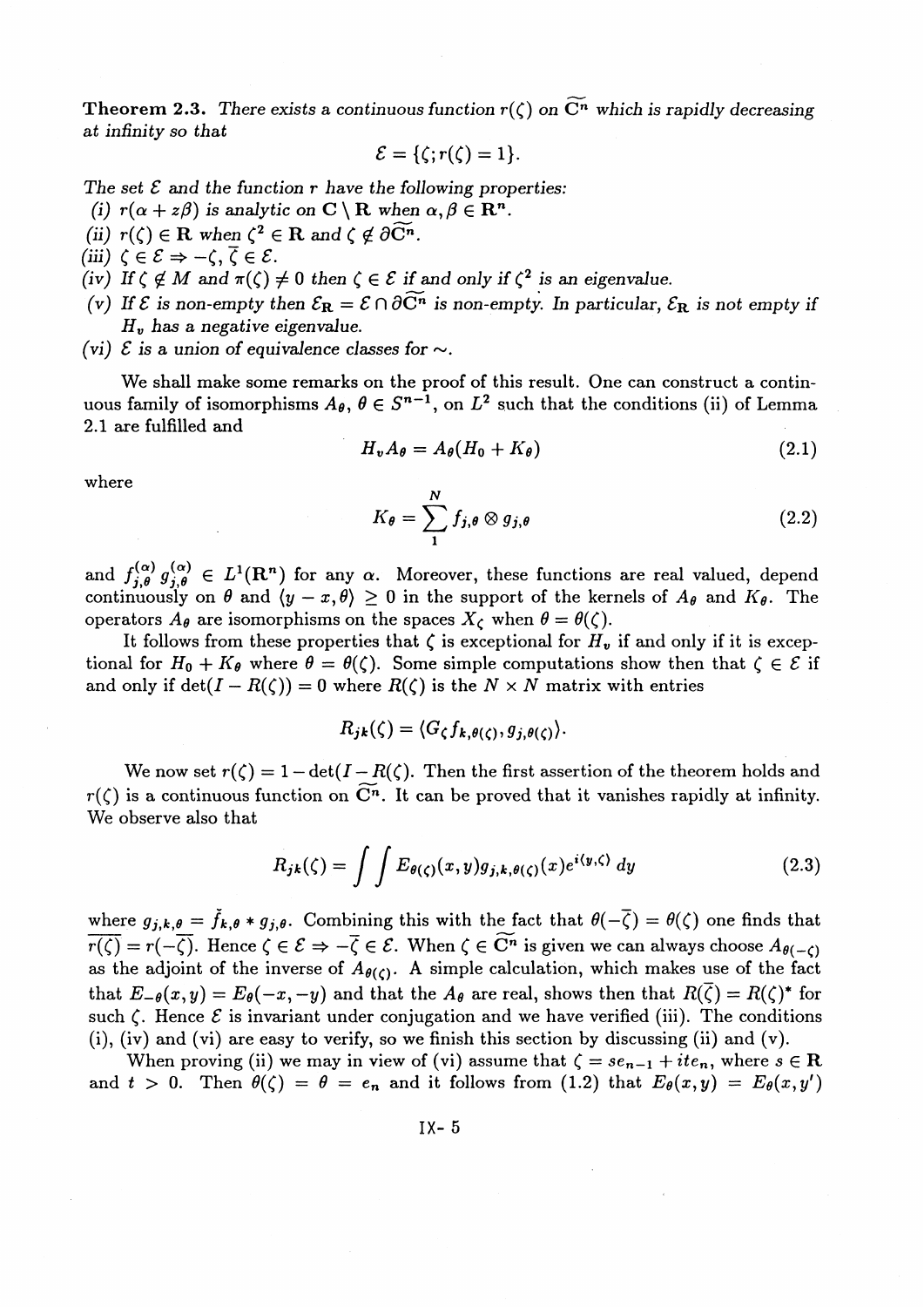**Theorem 2.3.** *There exists a continuous function $r(\zeta)$ on $\widetilde{\mathbf{C}^n}$ which is rapidly decreasing at infinity so that*

$$\mathcal{E} = \{\zeta; r(\zeta) = 1\}.$$

*The set $\mathcal{E}$ and the function $r$ have the following properties:*

*(i) $r(\alpha + z\beta)$ is analytic on $\mathbf{C} \setminus \mathbf{R}$ when $\alpha, \beta \in \mathbf{R}^n$.*

*(ii) $r(\zeta) \in \mathbf{R}$ when $\zeta^2 \in \mathbf{R}$ and $\zeta \notin \partial\widetilde{\mathbf{C}^n}$.*

*(iii) $\zeta \in \mathcal{E} \Rightarrow -\zeta, \overline{\zeta} \in \mathcal{E}$.*

*(iv) If $\zeta \notin M$ and $\pi(\zeta) \neq 0$ then $\zeta \in \mathcal{E}$ if and only if $\zeta^2$ is an eigenvalue.*

*(v) If $\mathcal{E}$ is non-empty then $\mathcal{E}_{\mathbf{R}} = \mathcal{E} \cap \partial\widetilde{\mathbf{C}^n}$ is non-empty. In particular, $\mathcal{E}_{\mathbf{R}}$ is not empty if $H_v$ has a negative eigenvalue.*

*(vi) $\mathcal{E}$ is a union of equivalence classes for $\sim$.*

We shall make some remarks on the proof of this result. One can construct a continuous family of isomorphisms $A_\theta$, $\theta \in S^{n-1}$, on $L^2$ such that the conditions (ii) of Lemma 2.1 are fulfilled and

$$H_v A_\theta = A_\theta (H_0 + K_\theta) \tag{2.1}$$

where

$$K_\theta = \sum_1^N f_{j,\theta} \otimes g_{j,\theta} \tag{2.2}$$

and $f_{j,\theta}^{(\alpha)}\, g_{j,\theta}^{(\alpha)} \in L^1(\mathbf{R}^n)$ for any $\alpha$. Moreover, these functions are real valued, depend continuously on $\theta$ and $\langle y - x, \theta \rangle \geq 0$ in the support of the kernels of $A_\theta$ and $K_\theta$. The operators $A_\theta$ are isomorphisms on the spaces $X_\zeta$ when $\theta = \theta(\zeta)$.

It follows from these properties that $\zeta$ is exceptional for $H_v$ if and only if it is exceptional for $H_0 + K_\theta$ where $\theta = \theta(\zeta)$. Some simple computations show then that $\zeta \in \mathcal{E}$ if and only if $\det(I - R(\zeta)) = 0$ where $R(\zeta)$ is the $N \times N$ matrix with entries

$$R_{jk}(\zeta) = \langle G_\zeta f_{k,\theta(\zeta)}, g_{j,\theta(\zeta)} \rangle.$$

We now set $r(\zeta) = 1 - \det(I - R(\zeta))$. Then the first assertion of the theorem holds and $r(\zeta)$ is a continuous function on $\widetilde{\mathbf{C}^n}$. It can be proved that it vanishes rapidly at infinity. We observe also that

$$R_{jk}(\zeta) = \int\int E_{\theta(\zeta)}(x, y) g_{j,k,\theta(\zeta)}(x) e^{i\langle y, \zeta \rangle}\, dy \tag{2.3}$$

where $g_{j,k,\theta} = \check{f}_{k,\theta} * g_{j,\theta}$. Combining this with the fact that $\theta(-\overline{\zeta}) = \theta(\zeta)$ one finds that $\overline{r(\zeta)} = r(-\overline{\zeta})$. Hence $\zeta \in \mathcal{E} \Rightarrow -\overline{\zeta} \in \mathcal{E}$. When $\zeta \in \widetilde{\mathbf{C}^n}$ is given we can always choose $A_{\theta(-\zeta)}$ as the adjoint of the inverse of $A_{\theta(\zeta)}$. A simple calculation, which makes use of the fact that $E_{-\theta}(x, y) = E_\theta(-x, -y)$ and that the $A_\theta$ are real, shows then that $R(\overline{\zeta}) = R(\zeta)^*$ for such $\zeta$. Hence $\mathcal{E}$ is invariant under conjugation and we have verified (iii). The conditions (i), (iv) and (vi) are easy to verify, so we finish this section by discussing (ii) and (v).

When proving (ii) we may in view of (vi) assume that $\zeta = s e_{n-1} + i t e_n$, where $s \in \mathbf{R}$ and $t > 0$. Then $\theta(\zeta) = \theta = e_n$ and it follows from (1.2) that $E_\theta(x, y) = E_\theta(x, y')$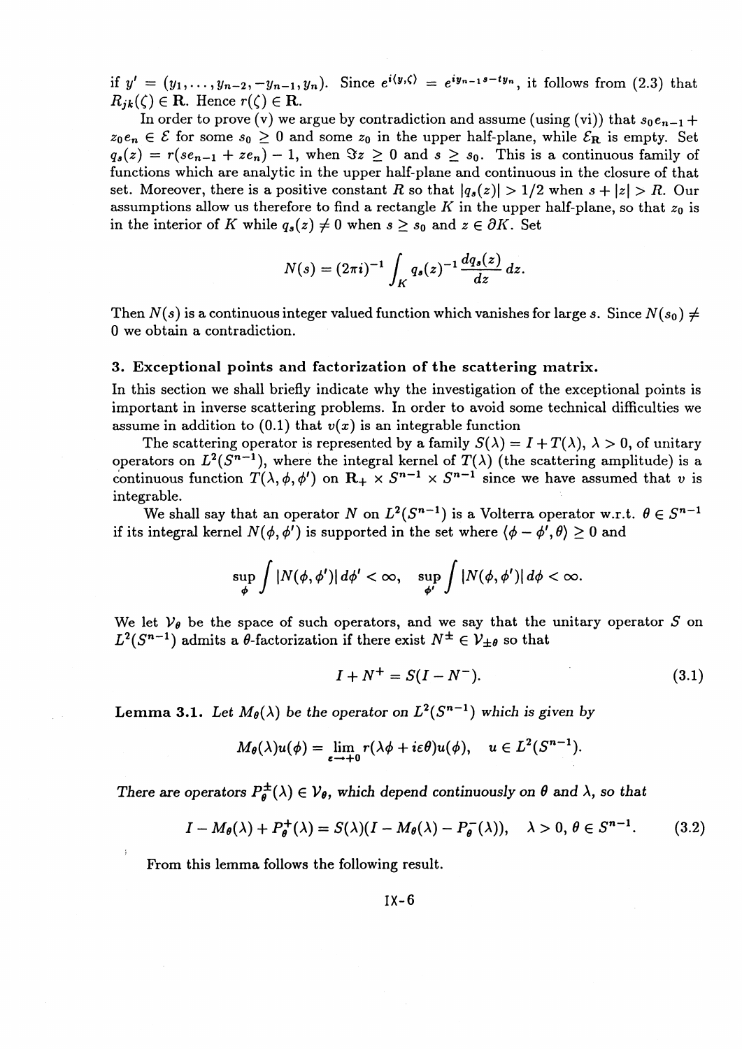if $y' = (y_1, \ldots, y_{n-2}, -y_{n-1}, y_n)$. Since $e^{i\langle y, \zeta\rangle} = e^{iy_{n-1}s - ty_n}$, it follows from (2.3) that $R_{jk}(\zeta) \in \mathbf{R}$. Hence $r(\zeta) \in \mathbf{R}$.

In order to prove (v) we argue by contradiction and assume (using (vi)) that $s_0 e_{n-1} + z_0 e_n \in \mathcal{E}$ for some $s_0 \geq 0$ and some $z_0$ in the upper half-plane, while $\mathcal{E}_{\mathbf{R}}$ is empty. Set $q_s(z) = r(se_{n-1} + ze_n) - 1$, when $\Im z \geq 0$ and $s \geq s_0$. This is a continuous family of functions which are analytic in the upper half-plane and continuous in the closure of that set. Moreover, there is a positive constant $R$ so that $|q_s(z)| > 1/2$ when $s + |z| > R$. Our assumptions allow us therefore to find a rectangle $K$ in the upper half-plane, so that $z_0$ is in the interior of $K$ while $q_s(z) \neq 0$ when $s \geq s_0$ and $z \in \partial K$. Set

$$N(s) = (2\pi i)^{-1} \int_K q_s(z)^{-1} \frac{dq_s(z)}{dz}\, dz.$$

Then $N(s)$ is a continuous integer valued function which vanishes for large $s$. Since $N(s_0) \neq 0$ we obtain a contradiction.

## 3. Exceptional points and factorization of the scattering matrix.

In this section we shall briefly indicate why the investigation of the exceptional points is important in inverse scattering problems. In order to avoid some technical difficulties we assume in addition to (0.1) that $v(x)$ is an integrable function

The scattering operator is represented by a family $S(\lambda) = I + T(\lambda)$, $\lambda > 0$, of unitary operators on $L^2(S^{n-1})$, where the integral kernel of $T(\lambda)$ (the scattering amplitude) is a continuous function $T(\lambda, \phi, \phi')$ on $\mathbf{R}_+ \times S^{n-1} \times S^{n-1}$ since we have assumed that $v$ is integrable.

We shall say that an operator $N$ on $L^2(S^{n-1})$ is a Volterra operator w.r.t. $\theta \in S^{n-1}$ if its integral kernel $N(\phi, \phi')$ is supported in the set where $\langle \phi - \phi', \theta\rangle \geq 0$ and

$$\sup_{\phi} \int |N(\phi, \phi')|\, d\phi' < \infty, \quad \sup_{\phi'} \int |N(\phi, \phi')|\, d\phi < \infty.$$

We let $\mathcal{V}_\theta$ be the space of such operators, and we say that the unitary operator $S$ on $L^2(S^{n-1})$ admits a $\theta$-factorization if there exist $N^{\pm} \in \mathcal{V}_{\pm\theta}$ so that

$$I + N^+ = S(I - N^-). \tag{3.1}$$

**Lemma 3.1.** *Let $M_\theta(\lambda)$ be the operator on $L^2(S^{n-1})$ which is given by*

$$M_\theta(\lambda) u(\phi) = \lim_{\varepsilon \to +0} r(\lambda\phi + i\varepsilon\theta) u(\phi), \quad u \in L^2(S^{n-1}).$$

*There are operators $P_\theta^{\pm}(\lambda) \in \mathcal{V}_\theta$, which depend continuously on $\theta$ and $\lambda$, so that*

$$I - M_\theta(\lambda) + P_\theta^+(\lambda) = S(\lambda)(I - M_\theta(\lambda) - P_\theta^-(\lambda)), \quad \lambda > 0,\, \theta \in S^{n-1}. \tag{3.2}$$

From this lemma follows the following result.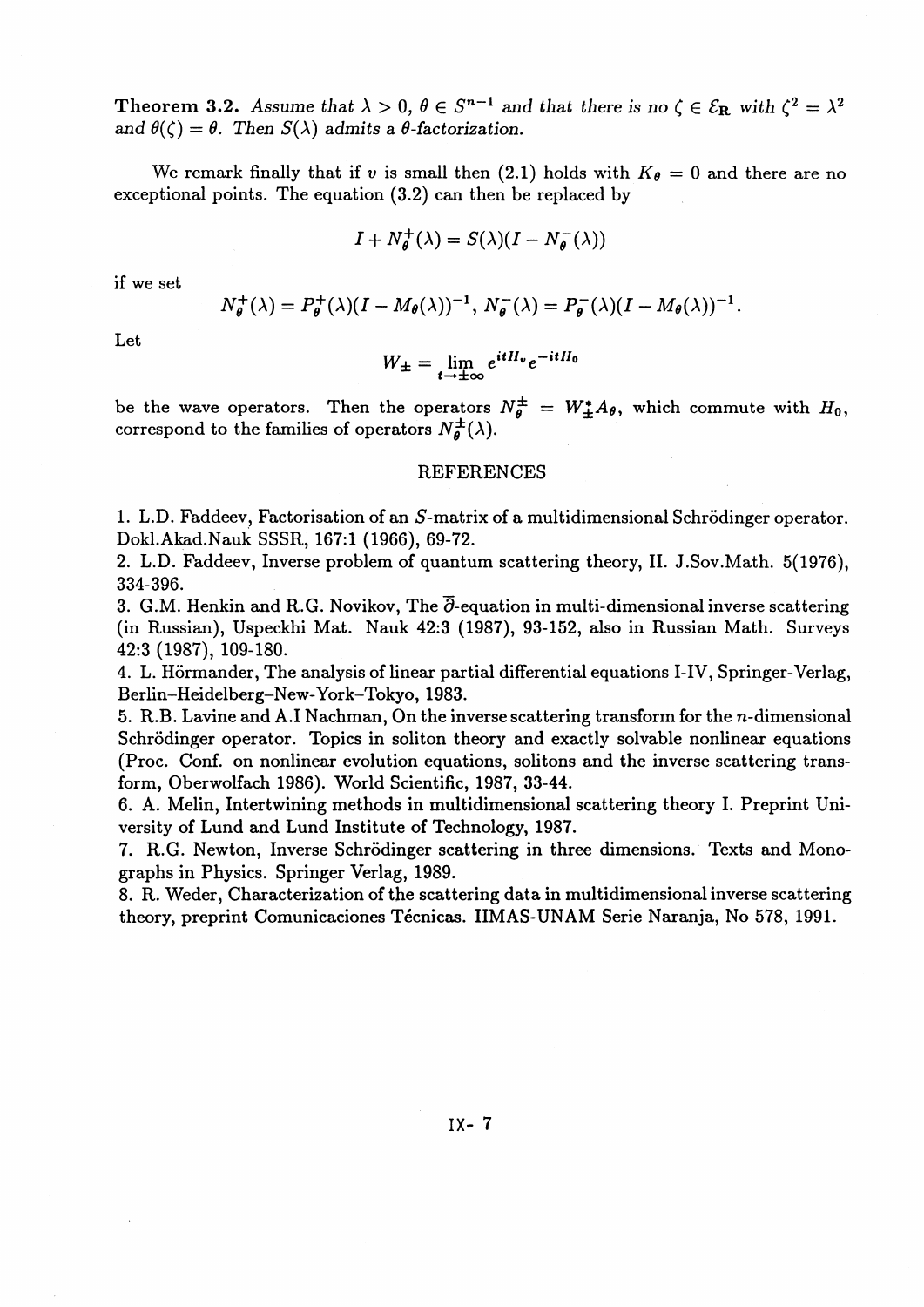**Theorem 3.2.** *Assume that $\lambda > 0$, $\theta \in S^{n-1}$ and that there is no $\zeta \in \mathcal{E}_{\mathbf{R}}$ with $\zeta^2 = \lambda^2$ and $\theta(\zeta) = \theta$. Then $S(\lambda)$ admits a $\theta$-factorization.*

We remark finally that if $v$ is small then (2.1) holds with $K_\theta = 0$ and there are no exceptional points. The equation (3.2) can then be replaced by

$$I + N_\theta^+(\lambda) = S(\lambda)(I - N_\theta^-(\lambda))$$

if we set

$$N_\theta^+(\lambda) = P_\theta^+(\lambda)(I - M_\theta(\lambda))^{-1},\ N_\theta^-(\lambda) = P_\theta^-(\lambda)(I - M_\theta(\lambda))^{-1}.$$

Let

$$W_\pm = \lim_{t \to \pm\infty} e^{itH_v} e^{-itH_0}$$

be the wave operators. Then the operators $N_\theta^\pm = W_\pm^* A_\theta$, which commute with $H_0$, correspond to the families of operators $N_\theta^\pm(\lambda)$.

## REFERENCES

1. L.D. Faddeev, Factorisation of an $S$-matrix of a multidimensional Schrödinger operator. Dokl.Akad.Nauk SSSR, 167:1 (1966), 69-72.
2. L.D. Faddeev, Inverse problem of quantum scattering theory, II. J.Sov.Math. 5(1976), 334-396.
3. G.M. Henkin and R.G. Novikov, The $\overline{\partial}$-equation in multi-dimensional inverse scattering (in Russian), Uspeckhi Mat. Nauk 42:3 (1987), 93-152, also in Russian Math. Surveys 42:3 (1987), 109-180.
4. L. Hörmander, The analysis of linear partial differential equations I-IV, Springer-Verlag, Berlin–Heidelberg–New-York–Tokyo, 1983.
5. R.B. Lavine and A.I Nachman, On the inverse scattering transform for the $n$-dimensional Schrödinger operator. Topics in soliton theory and exactly solvable nonlinear equations (Proc. Conf. on nonlinear evolution equations, solitons and the inverse scattering transform, Oberwolfach 1986). World Scientific, 1987, 33-44.
6. A. Melin, Intertwining methods in multidimensional scattering theory I. Preprint University of Lund and Lund Institute of Technology, 1987.
7. R.G. Newton, Inverse Schrödinger scattering in three dimensions. Texts and Monographs in Physics. Springer Verlag, 1989.
8. R. Weder, Characterization of the scattering data in multidimensional inverse scattering theory, preprint Comunicaciones Técnicas. IIMAS-UNAM Serie Naranja, No 578, 1991.